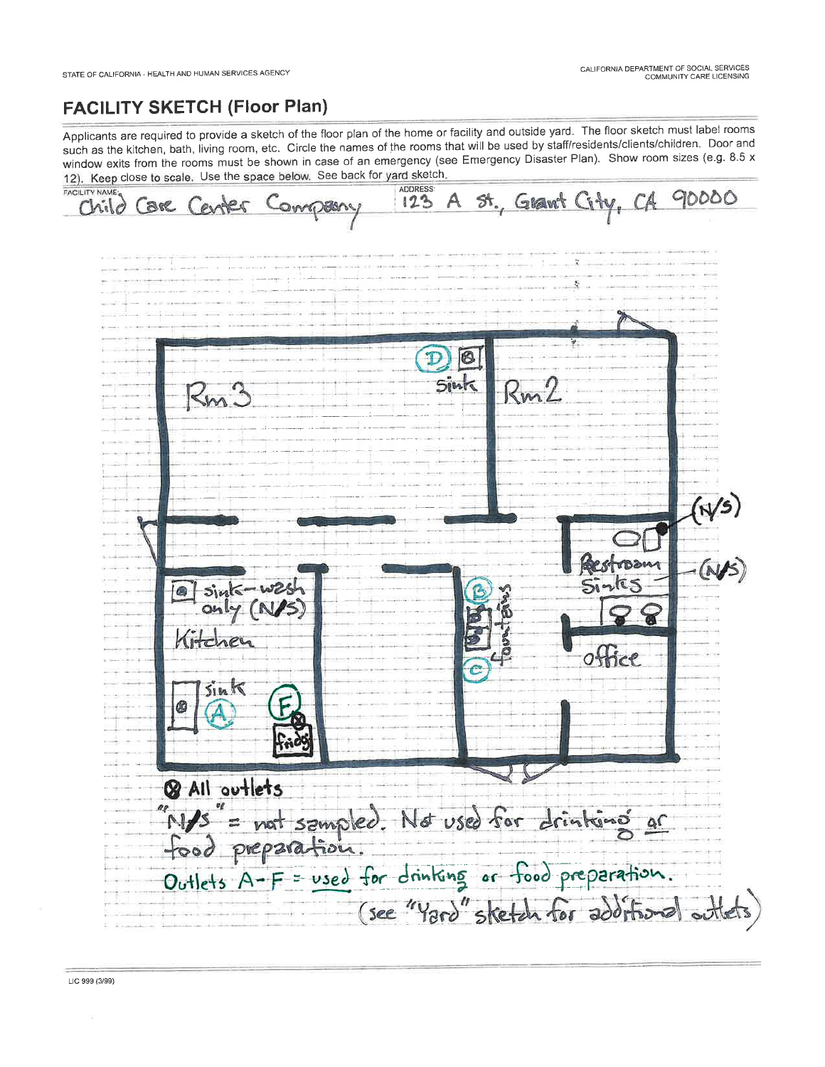STATE OF CALIFORNIA - HEALTH AND HUMAN SERVICES AGENCY

CALIFORNIA DEPARTMENT OF SOCIAL SERVICES
COMMUNITY CARE LICENSING

# FACILITY SKETCH (Floor Plan)

Applicants are required to provide a sketch of the floor plan of the home or facility and outside yard. The floor sketch must label rooms such as the kitchen, bath, living room, etc. Circle the names of the rooms that will be used by staff/residents/clients/children. Door and window exits from the rooms must be shown in case of an emergency (see Emergency Disaster Plan). Show room sizes (e.g. 8.5 x 12). Keep close to scale. Use the space below. See back for yard sketch.

FACILITY NAME: Child Care Center Company

ADDRESS: 123 A St., Grant City, CA 90000

Rm 3

D sink

Rm 2

(N/S)

Restroom Sinks (N/S)

sink-wash only (N/S)

Kitchen

B fountains C

office

sink A

F fridge

⊗ All outlets

"N/S" = not sampled. Not used for drinking or food preparation.

Outlets A-F = used for drinking or food preparation.

(see "Yard" sketch for additional outlets)

LIC 999 (3/99)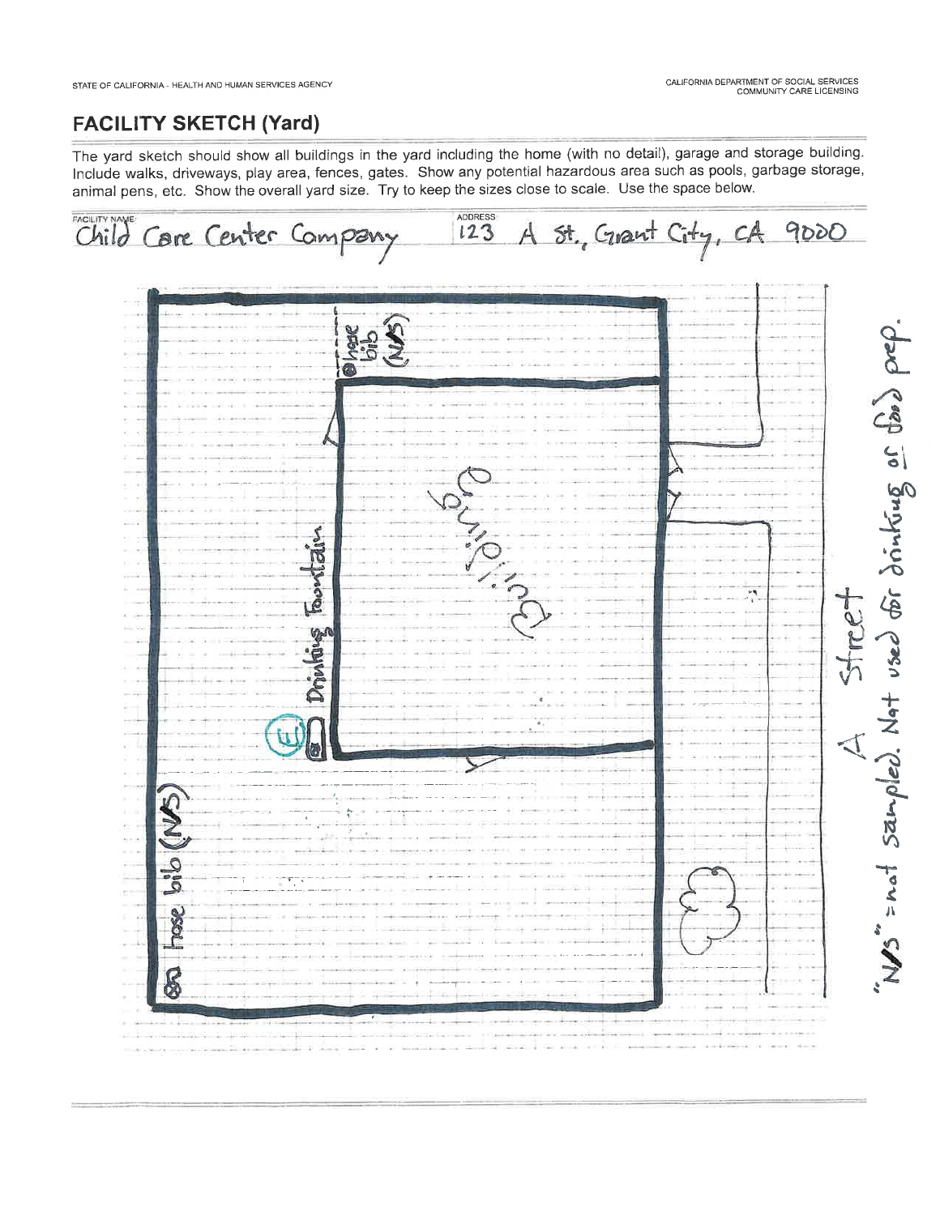STATE OF CALIFORNIA - HEALTH AND HUMAN SERVICES AGENCY

CALIFORNIA DEPARTMENT OF SOCIAL SERVICES
COMMUNITY CARE LICENSING

## FACILITY SKETCH (Yard)

The yard sketch should show all buildings in the yard including the home (with no detail), garage and storage building. Include walks, driveways, play area, fences, gates. Show any potential hazardous area such as pools, garbage storage, animal pens, etc. Show the overall yard size. Try to keep the sizes close to scale. Use the space below.

FACILITY NAME: Child Care Center Company

ADDRESS: 123 A St., Grant City, CA 9000

hose bib (N/S)

Building

Drinking Fountain

(E)

hose bib (N/S)

A Street

"N/S" = not sampled. Not used for drinking or food prep.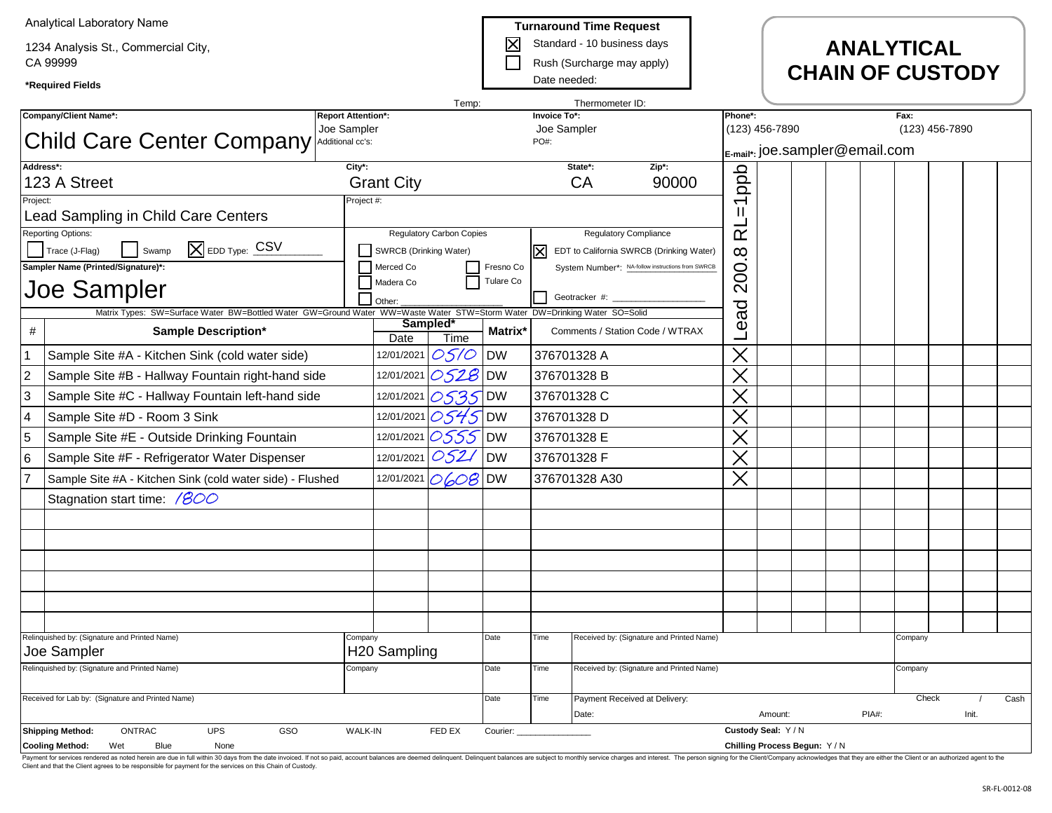Analytical Laboratory Name

1234 Analysis St., Commercial City, CA 99999

***Required Fields**

| **Turnaround Time Request** |
|---|
| ☒ Standard - 10 business days |
| ☐ Rush (Surcharge may apply) |
| Date needed: |

# ANALYTICAL CHAIN OF CUSTODY

Temp: Thermometer ID:

| | | | |
|---|---|---|---|
| **Company/Client Name*:** Child Care Center Company | **Report Attention*:** Joe Sampler<br>Additional cc's: | **Invoice To*:** Joe Sampler<br>PO#: | **Phone*:** (123) 456-7890 **Fax:** (123) 456-7890<br>**E-mail*:** joe.sampler@email.com |
| **Address*:** 123 A Street | **City*:** Grant City | **State*:** CA **Zip*:** 90000 | |
| Project: Lead Sampling in Child Care Centers | Project #: | | |

Reporting Options: ☐ Trace (J-Flag) ☐ Swamp ☒ EDD Type: CSV

**Sampler Name (Printed/Signature)*:** Joe Sampler

Regulatory Carbon Copies: ☐ SWRCB (Drinking Water) ☐ Merced Co ☐ Fresno Co ☐ Madera Co ☐ Tulare Co ☐ Other: ____

Regulatory Compliance: ☒ EDT to California SWRCB (Drinking Water) System Number*: NA-follow instructions from SWRCB ☐ Geotracker #: ____

Matrix Types: SW=Surface Water BW=Bottled Water GW=Ground Water WW=Waste Water STW=Storm Water DW=Drinking Water SO=Solid

| # | Sample Description* | Sampled* Date | Sampled* Time | Matrix* | Comments / Station Code / WTRAX | Lead 200.8 RL=1ppb |
|---|---|---|---|---|---|---|
| 1 | Sample Site #A - Kitchen Sink (cold water side) | 12/01/2021 | 0510 | DW | 376701328 A | X |
| 2 | Sample Site #B - Hallway Fountain right-hand side | 12/01/2021 | 0528 | DW | 376701328 B | X |
| 3 | Sample Site #C - Hallway Fountain left-hand side | 12/01/2021 | 0535 | DW | 376701328 C | X |
| 4 | Sample Site #D - Room 3 Sink | 12/01/2021 | 0545 | DW | 376701328 D | X |
| 5 | Sample Site #E - Outside Drinking Fountain | 12/01/2021 | 0555 | DW | 376701328 E | X |
| 6 | Sample Site #F - Refrigerator Water Dispenser | 12/01/2021 | 0521 | DW | 376701328 F | X |
| 7 | Sample Site #A - Kitchen Sink (cold water side) - Flushed | 12/01/2021 | 0608 | DW | 376701328 A30 | X |
| | Stagnation start time: 1800 | | | | | |

| Relinquished by: (Signature and Printed Name) | Company | Date | Time | Received by: (Signature and Printed Name) | Company |
|---|---|---|---|---|---|
| Joe Sampler | H20 Sampling | | | | |
| | | | | | |

| Received for Lab by: (Signature and Printed Name) | Date | Time | Payment Received at Delivery: Check / Cash |
|---|---|---|---|
| | | | Date: Amount: PIA#: Init. |

**Shipping Method:** ONTRAC UPS GSO WALK-IN FED EX Courier: ____ **Custody Seal:** Y / N

**Cooling Method:** Wet Blue None **Chilling Process Begun:** Y / N

Payment for services rendered as noted herein are due in full within 30 days from the date invoiced. If not so paid, account balances are deemed delinquent. Delinquent balances are subject to monthly service charges and interest. The person signing for the Client/Company acknowledges that they are either the Client or an authorized agent to the Client and that the Client agrees to be responsible for payment for the services on this Chain of Custody.

SR-FL-0012-08